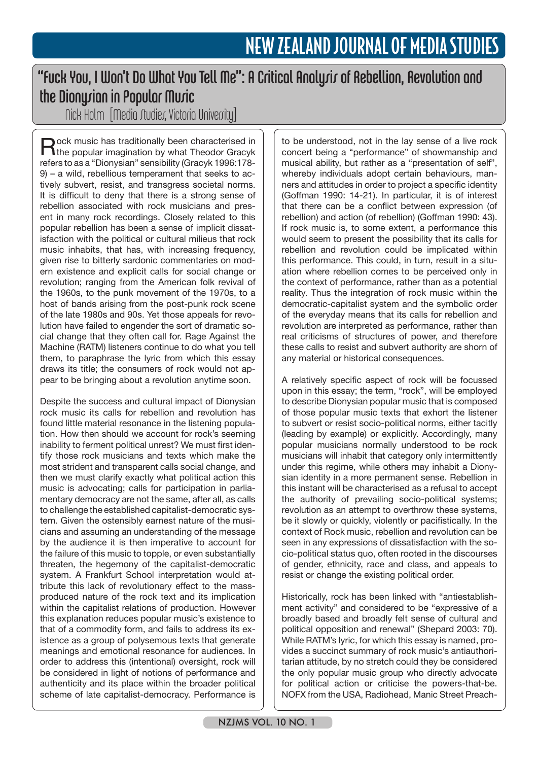# "Fuck You, I Won't Do What You Tell Me": A Critical Analysis of Rebellion, Revolution and the Dionysian in Popular Music

Nick Holm [Media Studies, Victoria University]

Rock music has traditionally been characterised in the popular imagination by what Theodor Gracyk refers to as a "Dionysian" sensibility (Gracyk 1996:178-9) – a wild, rebellious temperament that seeks to actively subvert, resist, and transgress societal norms. It is difficult to deny that there is a strong sense of rebellion associated with rock musicians and present in many rock recordings. Closely related to this popular rebellion has been a sense of implicit dissatisfaction with the political or cultural milieus that rock music inhabits, that has, with increasing frequency, given rise to bitterly sardonic commentaries on modern existence and explicit calls for social change or revolution; ranging from the American folk revival of the 1960s, to the punk movement of the 1970s, to a host of bands arising from the post-punk rock scene of the late 1980s and 90s. Yet those appeals for revolution have failed to engender the sort of dramatic social change that they often call for. Rage Against the Machine (RATM) listeners continue to do what you tell them, to paraphrase the lyric from which this essay draws its title; the consumers of rock would not appear to be bringing about a revolution anytime soon.

Despite the success and cultural impact of Dionysian rock music its calls for rebellion and revolution has found little material resonance in the listening population. How then should we account for rock's seeming inability to ferment political unrest? We must first identify those rock musicians and texts which make the most strident and transparent calls social change, and then we must clarify exactly what political action this music is advocating; calls for participation in parliamentary democracy are not the same, after all, as calls to challenge the established capitalist-democratic system. Given the ostensibly earnest nature of the musicians and assuming an understanding of the message by the audience it is then imperative to account for the failure of this music to topple, or even substantially threaten, the hegemony of the capitalist-democratic system. A Frankfurt School interpretation would attribute this lack of revolutionary effect to the mass-produced nature of the rock text and its implication within the capitalist relations of production. However this explanation reduces popular music's existence to that of a commodity form, and fails to address its existence as a group of polysemous texts that generate meanings and emotional resonance for audiences. In order to address this (intentional) oversight, rock will be considered in light of notions of performance and authenticity and its place within the broader political scheme of late capitalist-democracy. Performance is to be understood, not in the lay sense of a live rock concert being a "performance" of showmanship and musical ability, but rather as a "presentation of self", whereby individuals adopt certain behaviours, manners and attitudes in order to project a specific identity (Goffman 1990: 14-21). In particular, it is of interest that there can be a conflict between expression (of rebellion) and action (of rebellion) (Goffman 1990: 43). If rock music is, to some extent, a performance this would seem to present the possibility that its calls for rebellion and revolution could be implicated within this performance. This could, in turn, result in a situation where rebellion comes to be perceived only in the context of performance, rather than as a potential reality. Thus the integration of rock music within the democratic-capitalist system and the symbolic order of the everyday means that its calls for rebellion and revolution are interpreted as performance, rather than real criticisms of structures of power, and therefore these calls to resist and subvert authority are shorn of any material or historical consequences.

A relatively specific aspect of rock will be focussed upon in this essay; the term, "rock", will be employed to describe Dionysian popular music that is composed of those popular music texts that exhort the listener to subvert or resist socio-political norms, either tacitly (leading by example) or explicitly. Accordingly, many popular musicians normally understood to be rock musicians will inhabit that category only intermittently under this regime, while others may inhabit a Dionysian identity in a more permanent sense. Rebellion in this instant will be characterised as a refusal to accept the authority of prevailing socio-political systems; revolution as an attempt to overthrow these systems, be it slowly or quickly, violently or pacifistically. In the context of Rock music, rebellion and revolution can be seen in any expressions of dissatisfaction with the socio-political status quo, often rooted in the discourses of gender, ethnicity, race and class, and appeals to resist or change the existing political order.

Historically, rock has been linked with "antiestablishment activity" and considered to be "expressive of a broadly based and broadly felt sense of cultural and political opposition and renewal" (Shepard 2003: 70). While RATM's lyric, for which this essay is named, provides a succinct summary of rock music's antiauthoritarian attitude, by no stretch could they be considered the only popular music group who directly advocate for political action or criticise the powers-that-be. NOFX from the USA, Radiohead, Manic Street Preach-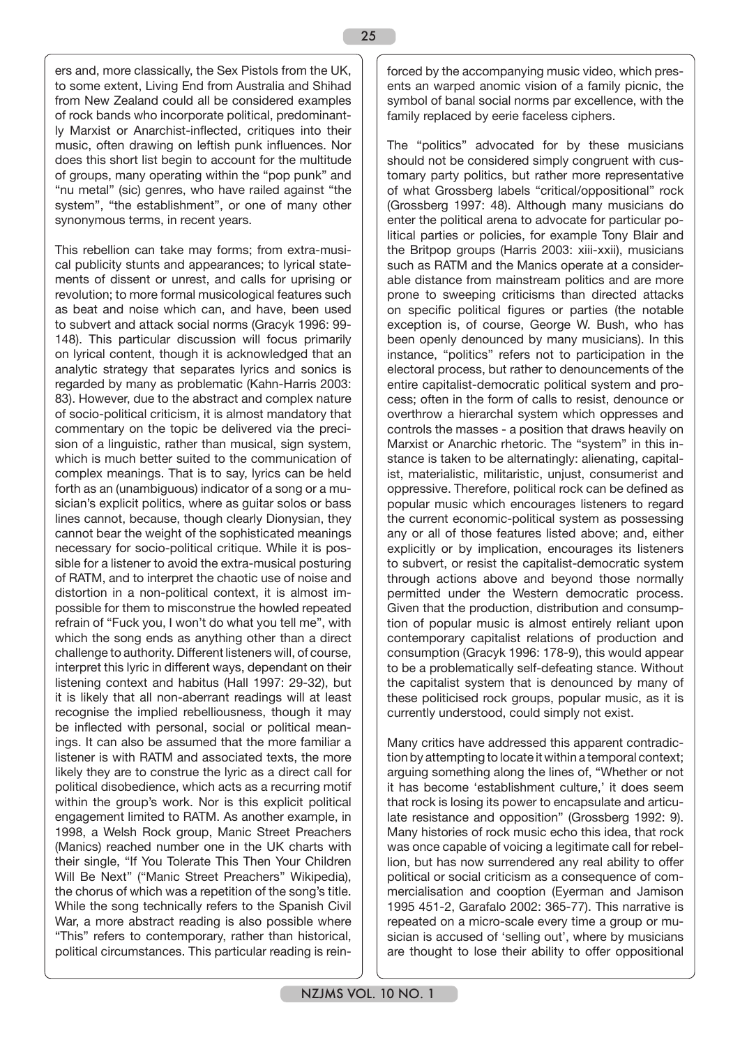ers and, more classically, the Sex Pistols from the UK, to some extent, Living End from Australia and Shihad from New Zealand could all be considered examples of rock bands who incorporate political, predominantly Marxist or Anarchist-inflected, critiques into their music, often drawing on leftish punk influences. Nor does this short list begin to account for the multitude of groups, many operating within the "pop punk" and "nu metal" (sic) genres, who have railed against "the system", "the establishment", or one of many other synonymous terms, in recent years.

This rebellion can take may forms; from extra-musical publicity stunts and appearances; to lyrical statements of dissent or unrest, and calls for uprising or revolution; to more formal musicological features such as beat and noise which can, and have, been used to subvert and attack social norms (Gracyk 1996: 99-148). This particular discussion will focus primarily on lyrical content, though it is acknowledged that an analytic strategy that separates lyrics and sonics is regarded by many as problematic (Kahn-Harris 2003: 83). However, due to the abstract and complex nature of socio-political criticism, it is almost mandatory that commentary on the topic be delivered via the precision of a linguistic, rather than musical, sign system, which is much better suited to the communication of complex meanings. That is to say, lyrics can be held forth as an (unambiguous) indicator of a song or a musician's explicit politics, where as guitar solos or bass lines cannot, because, though clearly Dionysian, they cannot bear the weight of the sophisticated meanings necessary for socio-political critique. While it is possible for a listener to avoid the extra-musical posturing of RATM, and to interpret the chaotic use of noise and distortion in a non-political context, it is almost impossible for them to misconstrue the howled repeated refrain of "Fuck you, I won't do what you tell me", with which the song ends as anything other than a direct challenge to authority. Different listeners will, of course, interpret this lyric in different ways, dependant on their listening context and habitus (Hall 1997: 29-32), but it is likely that all non-aberrant readings will at least recognise the implied rebelliousness, though it may be inflected with personal, social or political meanings. It can also be assumed that the more familiar a listener is with RATM and associated texts, the more likely they are to construe the lyric as a direct call for political disobedience, which acts as a recurring motif within the group's work. Nor is this explicit political engagement limited to RATM. As another example, in 1998, a Welsh Rock group, Manic Street Preachers (Manics) reached number one in the UK charts with their single, "If You Tolerate This Then Your Children Will Be Next" ("Manic Street Preachers" Wikipedia), the chorus of which was a repetition of the song's title. While the song technically refers to the Spanish Civil War, a more abstract reading is also possible where "This" refers to contemporary, rather than historical, political circumstances. This particular reading is reinforced by the accompanying music video, which presents an warped anomic vision of a family picnic, the symbol of banal social norms par excellence, with the family replaced by eerie faceless ciphers.

The "politics" advocated for by these musicians should not be considered simply congruent with customary party politics, but rather more representative of what Grossberg labels "critical/oppositional" rock (Grossberg 1997: 48). Although many musicians do enter the political arena to advocate for particular political parties or policies, for example Tony Blair and the Britpop groups (Harris 2003: xiii-xxii), musicians such as RATM and the Manics operate at a considerable distance from mainstream politics and are more prone to sweeping criticisms than directed attacks on specific political figures or parties (the notable exception is, of course, George W. Bush, who has been openly denounced by many musicians). In this instance, "politics" refers not to participation in the electoral process, but rather to denouncements of the entire capitalist-democratic political system and process; often in the form of calls to resist, denounce or overthrow a hierarchal system which oppresses and controls the masses - a position that draws heavily on Marxist or Anarchic rhetoric. The "system" in this instance is taken to be alternatingly: alienating, capitalist, materialistic, militaristic, unjust, consumerist and oppressive. Therefore, political rock can be defined as popular music which encourages listeners to regard the current economic-political system as possessing any or all of those features listed above; and, either explicitly or by implication, encourages its listeners to subvert, or resist the capitalist-democratic system through actions above and beyond those normally permitted under the Western democratic process. Given that the production, distribution and consumption of popular music is almost entirely reliant upon contemporary capitalist relations of production and consumption (Gracyk 1996: 178-9), this would appear to be a problematically self-defeating stance. Without the capitalist system that is denounced by many of these politicised rock groups, popular music, as it is currently understood, could simply not exist.

Many critics have addressed this apparent contradiction by attempting to locate it within a temporal context; arguing something along the lines of, "Whether or not it has become 'establishment culture,' it does seem that rock is losing its power to encapsulate and articulate resistance and opposition" (Grossberg 1992: 9). Many histories of rock music echo this idea, that rock was once capable of voicing a legitimate call for rebellion, but has now surrendered any real ability to offer political or social criticism as a consequence of commercialisation and cooption (Eyerman and Jamison 1995 451-2, Garafalo 2002: 365-77). This narrative is repeated on a micro-scale every time a group or musician is accused of 'selling out', where by musicians are thought to lose their ability to offer oppositional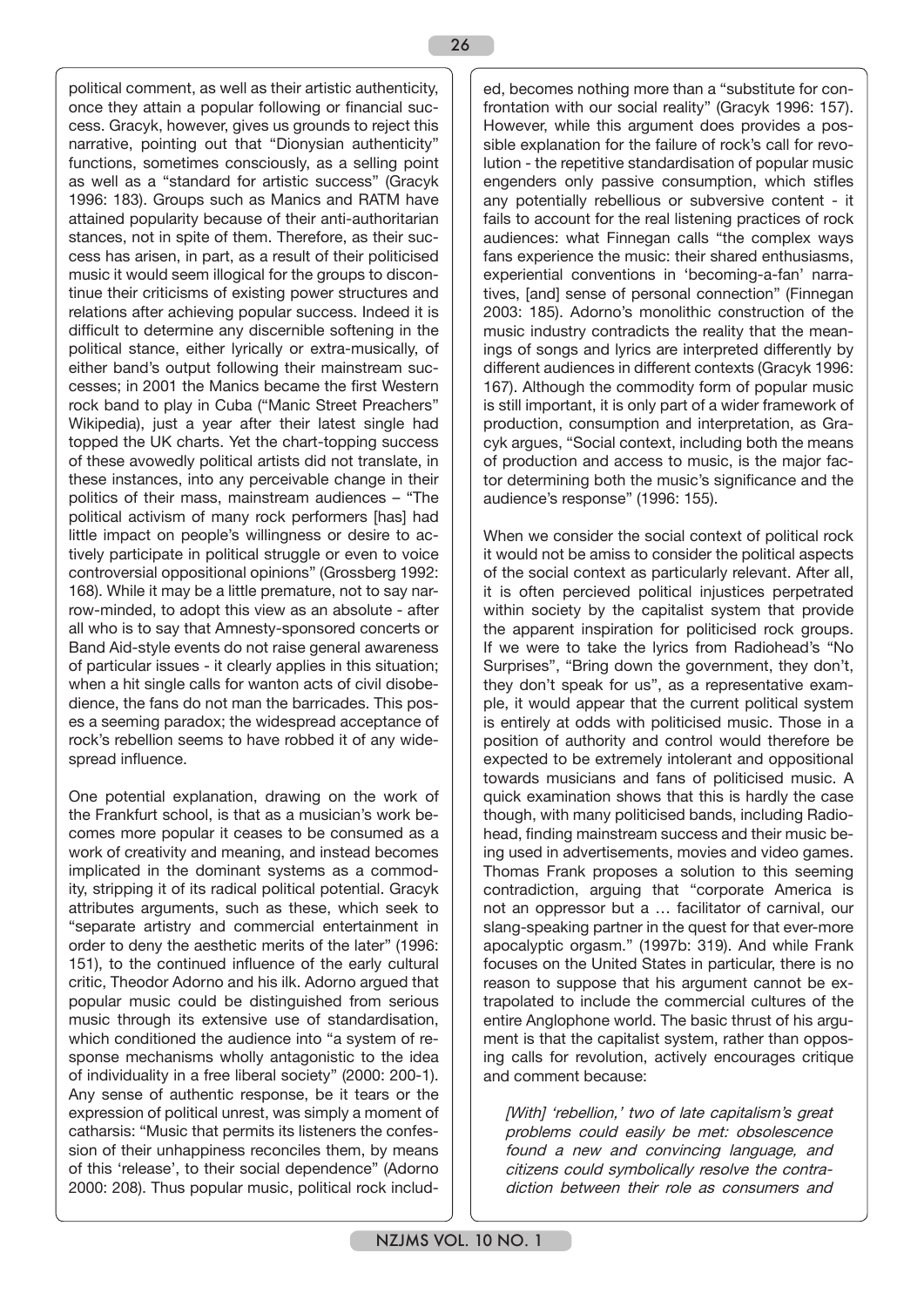political comment, as well as their artistic authenticity, once they attain a popular following or financial success. Gracyk, however, gives us grounds to reject this narrative, pointing out that "Dionysian authenticity" functions, sometimes consciously, as a selling point as well as a "standard for artistic success" (Gracyk 1996: 183). Groups such as Manics and RATM have attained popularity because of their anti-authoritarian stances, not in spite of them. Therefore, as their success has arisen, in part, as a result of their politicised music it would seem illogical for the groups to discontinue their criticisms of existing power structures and relations after achieving popular success. Indeed it is difficult to determine any discernible softening in the political stance, either lyrically or extra-musically, of either band's output following their mainstream successes; in 2001 the Manics became the first Western rock band to play in Cuba ("Manic Street Preachers" Wikipedia), just a year after their latest single had topped the UK charts. Yet the chart-topping success of these avowedly political artists did not translate, in these instances, into any perceivable change in their politics of their mass, mainstream audiences – "The political activism of many rock performers [has] had little impact on people's willingness or desire to actively participate in political struggle or even to voice controversial oppositional opinions" (Grossberg 1992: 168). While it may be a little premature, not to say narrow-minded, to adopt this view as an absolute - after all who is to say that Amnesty-sponsored concerts or Band Aid-style events do not raise general awareness of particular issues - it clearly applies in this situation; when a hit single calls for wanton acts of civil disobedience, the fans do not man the barricades. This poses a seeming paradox; the widespread acceptance of rock's rebellion seems to have robbed it of any widespread influence.

One potential explanation, drawing on the work of the Frankfurt school, is that as a musician's work becomes more popular it ceases to be consumed as a work of creativity and meaning, and instead becomes implicated in the dominant systems as a commodity, stripping it of its radical political potential. Gracyk attributes arguments, such as these, which seek to "separate artistry and commercial entertainment in order to deny the aesthetic merits of the later" (1996: 151), to the continued influence of the early cultural critic, Theodor Adorno and his ilk. Adorno argued that popular music could be distinguished from serious music through its extensive use of standardisation, which conditioned the audience into "a system of response mechanisms wholly antagonistic to the idea of individuality in a free liberal society" (2000: 200-1). Any sense of authentic response, be it tears or the expression of political unrest, was simply a moment of catharsis: "Music that permits its listeners the confession of their unhappiness reconciles them, by means of this 'release', to their social dependence" (Adorno 2000: 208). Thus popular music, political rock included, becomes nothing more than a "substitute for confrontation with our social reality" (Gracyk 1996: 157). However, while this argument does provide a possible explanation for the failure of rock's call for revolution - the repetitive standardisation of popular music engenders only passive consumption, which stifles any potentially rebellious or subversive content - it fails to account for the real listening practices of rock audiences: what Finnegan calls "the complex ways fans experience the music: their shared enthusiasms, experiential conventions in 'becoming-a-fan' narratives, [and] sense of personal connection" (Finnegan 2003: 185). Adorno's monolithic construction of the music industry contradicts the reality that the meanings of songs and lyrics are interpreted differently by different audiences in different contexts (Gracyk 1996: 167). Although the commodity form of popular music is still important, it is only part of a wider framework of production, consumption and interpretation, as Gracyk argues, "Social context, including both the means of production and access to music, is the major factor determining both the music's significance and the audience's response" (1996: 155).

When we consider the social context of political rock it would not be amiss to consider the political aspects of the social context as particularly relevant. After all, it is often percieved political injustices perpetrated within society by the capitalist system that provide the apparent inspiration for politicised rock groups. If we were to take the lyrics from Radiohead's "No Surprises", "Bring down the government, they don't, they don't speak for us", as a representative example, it would appear that the current political system is entirely at odds with politicised music. Those in a position of authority and control would therefore be expected to be extremely intolerant and oppositional towards musicians and fans of politicised music. A quick examination shows that this is hardly the case though, with many politicised bands, including Radiohead, finding mainstream success and their music being used in advertisements, movies and video games. Thomas Frank proposes a solution to this seeming contradiction, arguing that "corporate America is not an oppressor but a … facilitator of carnival, our slang-speaking partner in the quest for that ever-more apocalyptic orgasm." (1997b: 319). And while Frank focuses on the United States in particular, there is no reason to suppose that his argument cannot be extrapolated to include the commercial cultures of the entire Anglophone world. The basic thrust of his argument is that the capitalist system, rather than opposing calls for revolution, actively encourages critique and comment because:

> *[With] 'rebellion,' two of late capitalism's great problems could easily be met: obsolescence found a new and convincing language, and citizens could symbolically resolve the contradiction between their role as consumers and*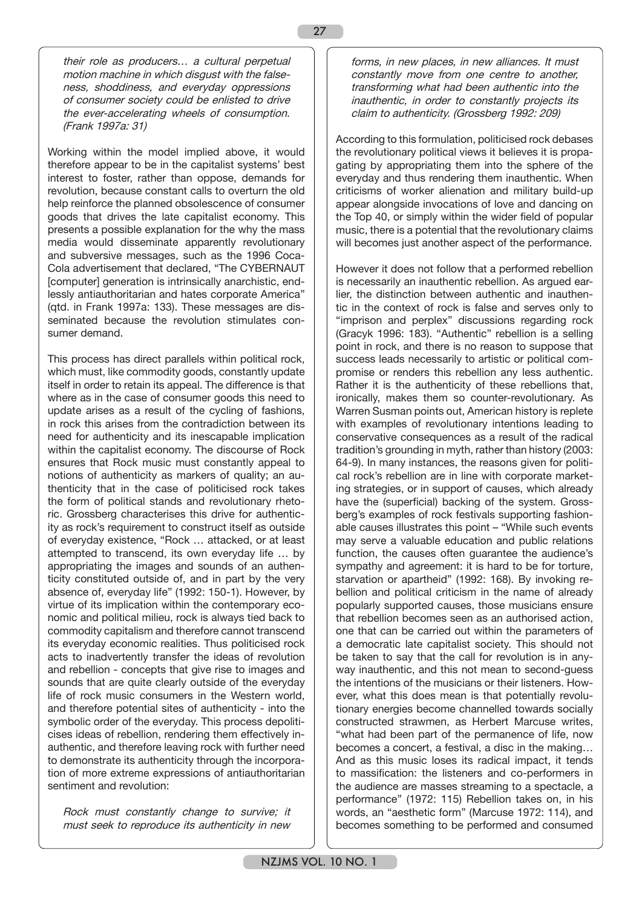*their role as producers… a cultural perpetual motion machine in which disgust with the falseness, shoddiness, and everyday oppressions of consumer society could be enlisted to drive the ever-accelerating wheels of consumption. (Frank 1997a: 31)*

Working within the model implied above, it would therefore appear to be in the capitalist systems' best interest to foster, rather than oppose, demands for revolution, because constant calls to overturn the old help reinforce the planned obsolescence of consumer goods that drives the late capitalist economy. This presents a possible explanation for the why the mass media would disseminate apparently revolutionary and subversive messages, such as the 1996 Coca-Cola advertisement that declared, "The CYBERNAUT [computer] generation is intrinsically anarchistic, endlessly antiauthoritarian and hates corporate America" (qtd. in Frank 1997a: 133). These messages are disseminated because the revolution stimulates consumer demand.

This process has direct parallels within political rock, which must, like commodity goods, constantly update itself in order to retain its appeal. The difference is that where as in the case of consumer goods this need to update arises as a result of the cycling of fashions, in rock this arises from the contradiction between its need for authenticity and its inescapable implication within the capitalist economy. The discourse of Rock ensures that Rock music must constantly appeal to notions of authenticity as markers of quality; an authenticity that in the case of politicised rock takes the form of political stands and revolutionary rhetoric. Grossberg characterises this drive for authenticity as rock's requirement to construct itself as outside of everyday existence, "Rock … attacked, or at least attempted to transcend, its own everyday life … by appropriating the images and sounds of an authenticity constituted outside of, and in part by the very absence of, everyday life" (1992: 150-1). However, by virtue of its implication within the contemporary economic and political milieu, rock is always tied back to commodity capitalism and therefore cannot transcend its everyday economic realities. Thus politicised rock acts to inadvertently transfer the ideas of revolution and rebellion - concepts that give rise to images and sounds that are quite clearly outside of the everyday life of rock music consumers in the Western world, and therefore potential sites of authenticity - into the symbolic order of the everyday. This process depoliticises ideas of rebellion, rendering them effectively inauthentic, and therefore leaving rock with further need to demonstrate its authenticity through the incorporation of more extreme expressions of antiauthoritarian sentiment and revolution:

*Rock must constantly change to survive; it must seek to reproduce its authenticity in new forms, in new places, in new alliances. It must constantly move from one centre to another, transforming what had been authentic into the inauthentic, in order to constantly projects its claim to authenticity. (Grossberg 1992: 209)*

According to this formulation, politicised rock debases the revolutionary political views it believes it is propagating by appropriating them into the sphere of the everyday and thus rendering them inauthentic. When criticisms of worker alienation and military build-up appear alongside invocations of love and dancing on the Top 40, or simply within the wider field of popular music, there is a potential that the revolutionary claims will becomes just another aspect of the performance.

However it does not follow that a performed rebellion is necessarily an inauthentic rebellion. As argued earlier, the distinction between authentic and inauthentic in the context of rock is false and serves only to "imprison and perplex" discussions regarding rock (Gracyk 1996: 183). "Authentic" rebellion is a selling point in rock, and there is no reason to suppose that success leads necessarily to artistic or political compromise or renders this rebellion any less authentic. Rather it is the authenticity of these rebellions that, ironically, makes them so counter-revolutionary. As Warren Susman points out, American history is replete with examples of revolutionary intentions leading to conservative consequences as a result of the radical tradition's grounding in myth, rather than history (2003: 64-9). In many instances, the reasons given for political rock's rebellion are in line with corporate marketing strategies, or in support of causes, which already have the (superficial) backing of the system. Grossberg's examples of rock festivals supporting fashionable causes illustrates this point – "While such events may serve a valuable education and public relations function, the causes often guarantee the audience's sympathy and agreement: it is hard to be for torture, starvation or apartheid" (1992: 168). By invoking rebellion and political criticism in the name of already popularly supported causes, those musicians ensure that rebellion becomes seen as an authorised action, one that can be carried out within the parameters of a democratic late capitalist society. This should not be taken to say that the call for revolution is in anyway inauthentic, and this not mean to second-guess the intentions of the musicians or their listeners. However, what this does mean is that potentially revolutionary energies become channelled towards socially constructed strawmen, as Herbert Marcuse writes, "what had been part of the permanence of life, now becomes a concert, a festival, a disc in the making… And as this music loses its radical impact, it tends to massification: the listeners and co-performers in the audience are masses streaming to a spectacle, a performance" (1972: 115) Rebellion takes on, in his words, an "aesthetic form" (Marcuse 1972: 114), and becomes something to be performed and consumed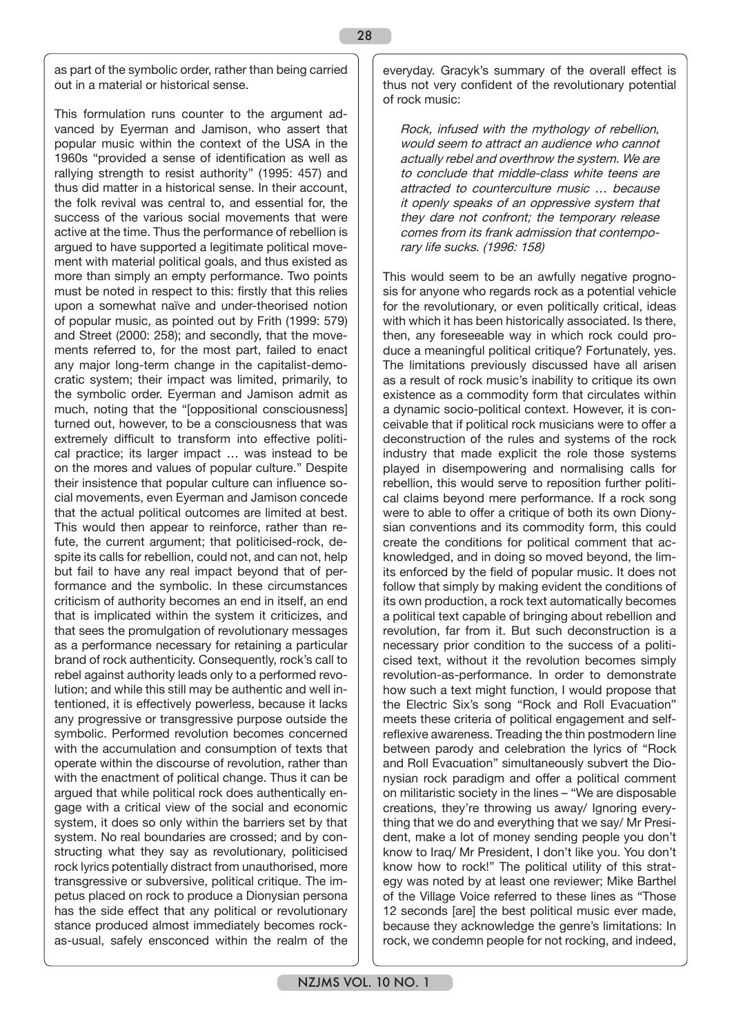as part of the symbolic order, rather than being carried out in a material or historical sense.

This formulation runs counter to the argument advanced by Eyerman and Jamison, who assert that popular music within the context of the USA in the 1960s "provided a sense of identification as well as rallying strength to resist authority" (1995: 457) and thus did matter in a historical sense. In their account, the folk revival was central to, and essential for, the success of the various social movements that were active at the time. Thus the performance of rebellion is argued to have supported a legitimate political movement with material political goals, and thus existed as more than simply an empty performance. Two points must be noted in respect to this: firstly that this relies upon a somewhat naïve and under-theorised notion of popular music, as pointed out by Frith (1999: 579) and Street (2000: 258); and secondly, that the movements referred to, for the most part, failed to enact any major long-term change in the capitalist-democratic system; their impact was limited, primarily, to the symbolic order. Eyerman and Jamison admit as much, noting that the "[oppositional consciousness] turned out, however, to be a consciousness that was extremely difficult to transform into effective political practice; its larger impact … was instead to be on the mores and values of popular culture." Despite their insistence that popular culture can influence social movements, even Eyerman and Jamison concede that the actual political outcomes are limited at best. This would then appear to reinforce, rather than refute, the current argument; that politicised-rock, despite its calls for rebellion, could not, and can not, help but fail to have any real impact beyond that of performance and the symbolic. In these circumstances criticism of authority becomes an end in itself, an end that is implicated within the system it criticizes, and that sees the promulgation of revolutionary messages as a performance necessary for retaining a particular brand of rock authenticity. Consequently, rock's call to rebel against authority leads only to a performed revolution; and while this still may be authentic and well intentioned, it is effectively powerless, because it lacks any progressive or transgressive purpose outside the symbolic. Performed revolution becomes concerned with the accumulation and consumption of texts that operate within the discourse of revolution, rather than with the enactment of political change. Thus it can be argued that while political rock does authentically engage with a critical view of the social and economic system, it does so only within the barriers set by that system. No real boundaries are crossed; and by constructing what they say as revolutionary, politicised rock lyrics potentially distract from unauthorised, more transgressive or subversive, political critique. The impetus placed on rock to produce a Dionysian persona has the side effect that any political or revolutionary stance produced almost immediately becomes rock-as-usual, safely ensconced within the realm of the everyday. Gracyk's summary of the overall effect is thus not very confident of the revolutionary potential of rock music:

> *Rock, infused with the mythology of rebellion, would seem to attract an audience who cannot actually rebel and overthrow the system. We are to conclude that middle-class white teens are attracted to counterculture music … because it openly speaks of an oppressive system that they dare not confront; the temporary release comes from its frank admission that contemporary life sucks. (1996: 158)*

This would seem to be an awfully negative prognosis for anyone who regards rock as a potential vehicle for the revolutionary, or even politically critical, ideas with which it has been historically associated. Is there, then, any foreseeable way in which rock could produce a meaningful political critique? Fortunately, yes. The limitations previously discussed have all arisen as a result of rock music's inability to critique its own existence as a commodity form that circulates within a dynamic socio-political context. However, it is conceivable that if political rock musicians were to offer a deconstruction of the rules and systems of the rock industry that made explicit the role those systems played in disempowering and normalising calls for rebellion, this would serve to reposition further political claims beyond mere performance. If a rock song were to able to offer a critique of both its own Dionysian conventions and its commodity form, this could create the conditions for political comment that acknowledged, and in doing so moved beyond, the limits enforced by the field of popular music. It does not follow that simply by making evident the conditions of its own production, a rock text automatically becomes a political text capable of bringing about rebellion and revolution, far from it. But such deconstruction is a necessary prior condition to the success of a politicised text, without it the revolution becomes simply revolution-as-performance. In order to demonstrate how such a text might function, I would propose that the Electric Six's song "Rock and Roll Evacuation" meets these criteria of political engagement and self-reflexive awareness. Treading the thin postmodern line between parody and celebration the lyrics of "Rock and Roll Evacuation" simultaneously subvert the Dionysian rock paradigm and offer a political comment on militaristic society in the lines – "We are disposable creations, they're throwing us away/ Ignoring everything that we do and everything that we say/ Mr President, make a lot of money sending people you don't know to Iraq/ Mr President, I don't like you. You don't know how to rock!" The political utility of this strategy was noted by at least one reviewer; Mike Barthel of the Village Voice referred to these lines as "Those 12 seconds [are] the best political music ever made, because they acknowledge the genre's limitations: In rock, we condemn people for not rocking, and indeed,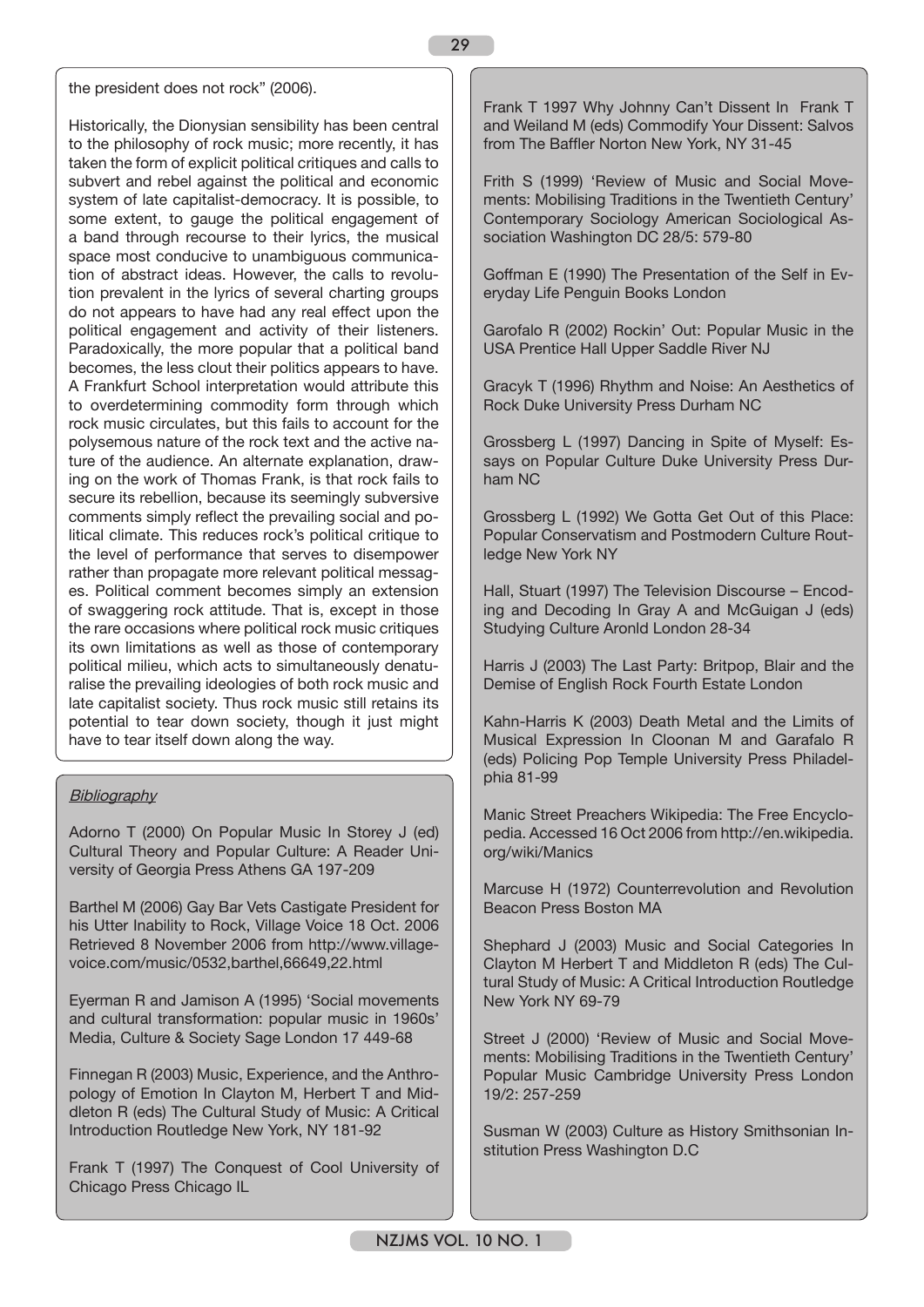the president does not rock" (2006).

Historically, the Dionysian sensibility has been central to the philosophy of rock music; more recently, it has taken the form of explicit political critiques and calls to subvert and rebel against the political and economic system of late capitalist-democracy. It is possible, to some extent, to gauge the political engagement of a band through recourse to their lyrics, the musical space most conducive to unambiguous communication of abstract ideas. However, the calls to revolution prevalent in the lyrics of several charting groups do not appears to have had any real effect upon the political engagement and activity of their listeners. Paradoxically, the more popular that a political band becomes, the less clout their politics appears to have. A Frankfurt School interpretation would attribute this to overdetermining commodity form through which rock music circulates, but this fails to account for the polysemous nature of the rock text and the active nature of the audience. An alternate explanation, drawing on the work of Thomas Frank, is that rock fails to secure its rebellion, because its seemingly subversive comments simply reflect the prevailing social and political climate. This reduces rock's political critique to the level of performance that serves to disempower rather than propagate more relevant political messages. Political comment becomes simply an extension of swaggering rock attitude. That is, except in those the rare occasions where political rock music critiques its own limitations as well as those of contemporary political milieu, which acts to simultaneously denaturalise the prevailing ideologies of both rock music and late capitalist society. Thus rock music still retains its potential to tear down society, though it just might have to tear itself down along the way.

*Bibliography*

Adorno T (2000) On Popular Music In Storey J (ed) Cultural Theory and Popular Culture: A Reader University of Georgia Press Athens GA 197-209

Barthel M (2006) Gay Bar Vets Castigate President for his Utter Inability to Rock, Village Voice 18 Oct. 2006 Retrieved 8 November 2006 from http://www.villagevoice.com/music/0532,barthel,66649,22.html

Eyerman R and Jamison A (1995) 'Social movements and cultural transformation: popular music in 1960s' Media, Culture & Society Sage London 17 449-68

Finnegan R (2003) Music, Experience, and the Anthropology of Emotion In Clayton M, Herbert T and Middleton R (eds) The Cultural Study of Music: A Critical Introduction Routledge New York, NY 181-92

Frank T (1997) The Conquest of Cool University of Chicago Press Chicago IL

Frank T 1997 Why Johnny Can't Dissent In Frank T and Weiland M (eds) Commodify Your Dissent: Salvos from The Baffler Norton New York, NY 31-45

Frith S (1999) 'Review of Music and Social Movements: Mobilising Traditions in the Twentieth Century' Contemporary Sociology American Sociological Association Washington DC 28/5: 579-80

Goffman E (1990) The Presentation of the Self in Everyday Life Penguin Books London

Garofalo R (2002) Rockin' Out: Popular Music in the USA Prentice Hall Upper Saddle River NJ

Gracyk T (1996) Rhythm and Noise: An Aesthetics of Rock Duke University Press Durham NC

Grossberg L (1997) Dancing in Spite of Myself: Essays on Popular Culture Duke University Press Durham NC

Grossberg L (1992) We Gotta Get Out of this Place: Popular Conservatism and Postmodern Culture Routledge New York NY

Hall, Stuart (1997) The Television Discourse – Encoding and Decoding In Gray A and McGuigan J (eds) Studying Culture Aronld London 28-34

Harris J (2003) The Last Party: Britpop, Blair and the Demise of English Rock Fourth Estate London

Kahn-Harris K (2003) Death Metal and the Limits of Musical Expression In Cloonan M and Garafalo R (eds) Policing Pop Temple University Press Philadelphia 81-99

Manic Street Preachers Wikipedia: The Free Encyclopedia. Accessed 16 Oct 2006 from http://en.wikipedia.org/wiki/Manics

Marcuse H (1972) Counterrevolution and Revolution Beacon Press Boston MA

Shephard J (2003) Music and Social Categories In Clayton M Herbert T and Middleton R (eds) The Cultural Study of Music: A Critical Introduction Routledge New York NY 69-79

Street J (2000) 'Review of Music and Social Movements: Mobilising Traditions in the Twentieth Century' Popular Music Cambridge University Press London 19/2: 257-259

Susman W (2003) Culture as History Smithsonian Institution Press Washington D.C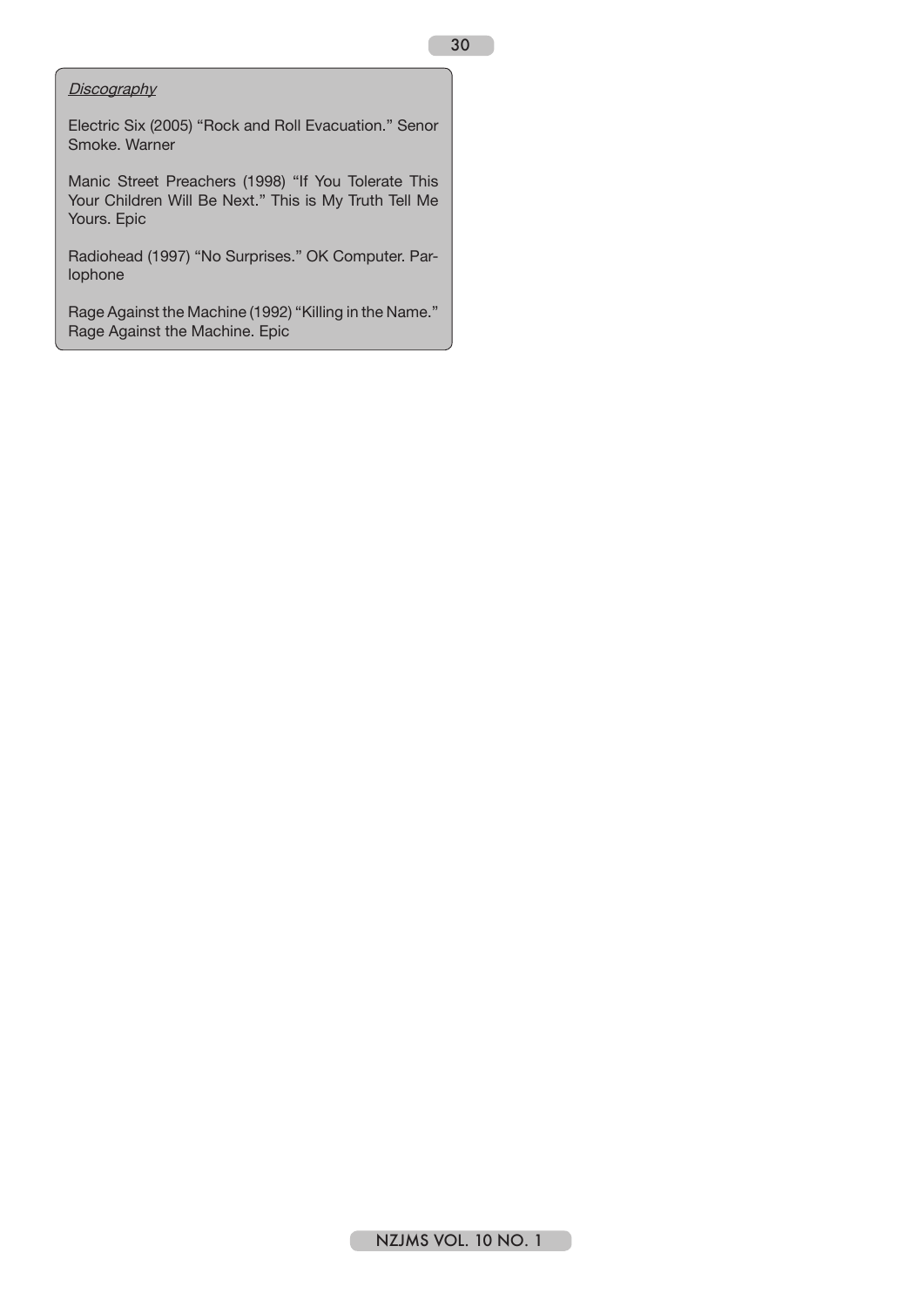*Discography*

Electric Six (2005) "Rock and Roll Evacuation." Senor Smoke. Warner

Manic Street Preachers (1998) "If You Tolerate This Your Children Will Be Next." This is My Truth Tell Me Yours. Epic

Radiohead (1997) "No Surprises." OK Computer. Parlophone

Rage Against the Machine (1992) "Killing in the Name." Rage Against the Machine. Epic